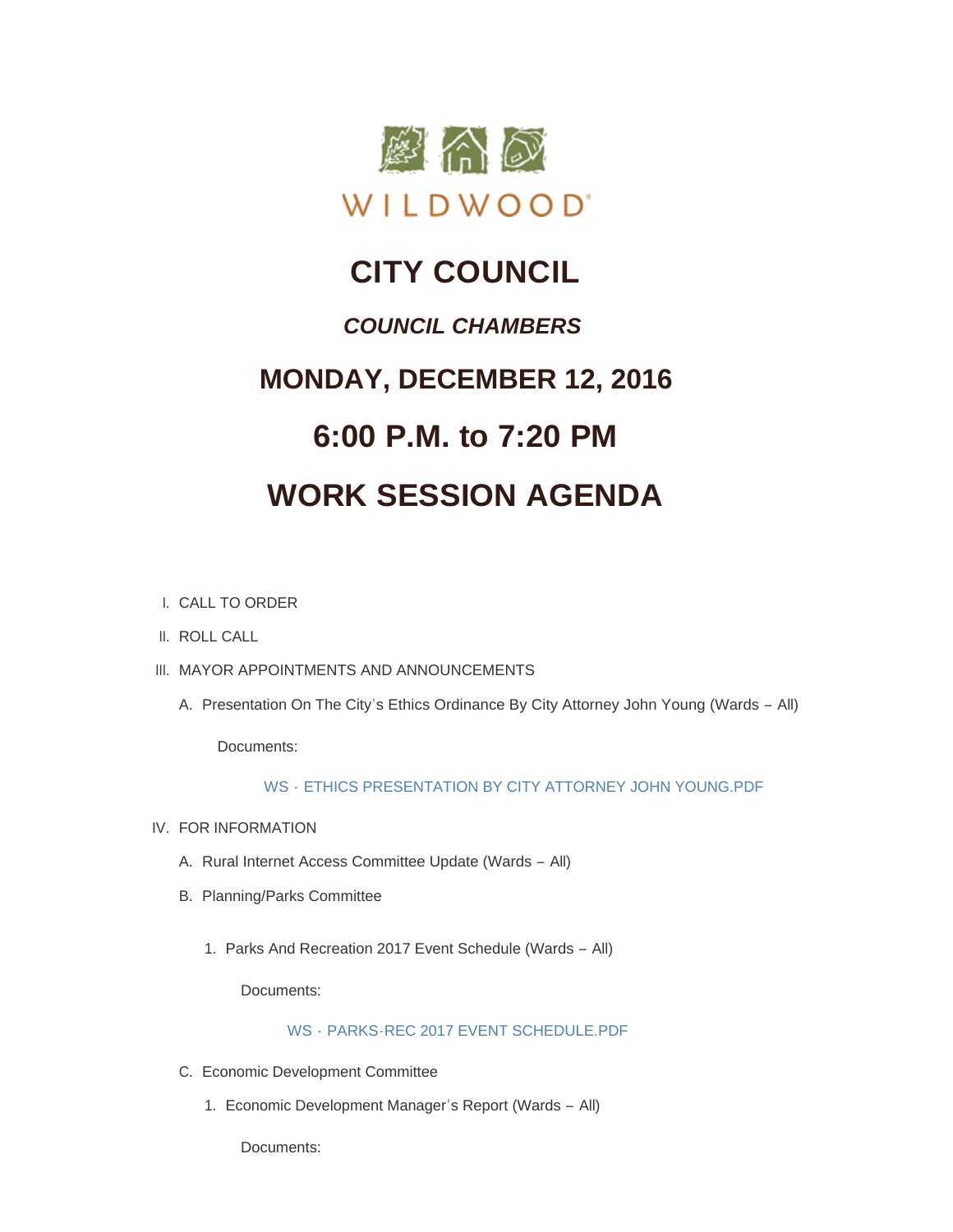WILDWOOD

# CITY COUNCIL

## *COUNCIL CHAMBERS*

## MONDAY, DECEMBER 12, 2016

## 6:00 P.M. to 7:20 PM

## WORK SESSION AGENDA

I. CALL TO ORDER

II. ROLL CALL

III. MAYOR APPOINTMENTS AND ANNOUNCEMENTS

   A. Presentation On The City's Ethics Ordinance By City Attorney John Young (Wards – All)

      Documents:

      WS - ETHICS PRESENTATION BY CITY ATTORNEY JOHN YOUNG.PDF

IV. FOR INFORMATION

   A. Rural Internet Access Committee Update (Wards – All)

   B. Planning/Parks Committee

      1. Parks And Recreation 2017 Event Schedule (Wards – All)

         Documents:

         WS - PARKS-REC 2017 EVENT SCHEDULE.PDF

   C. Economic Development Committee

      1. Economic Development Manager's Report (Wards – All)

         Documents: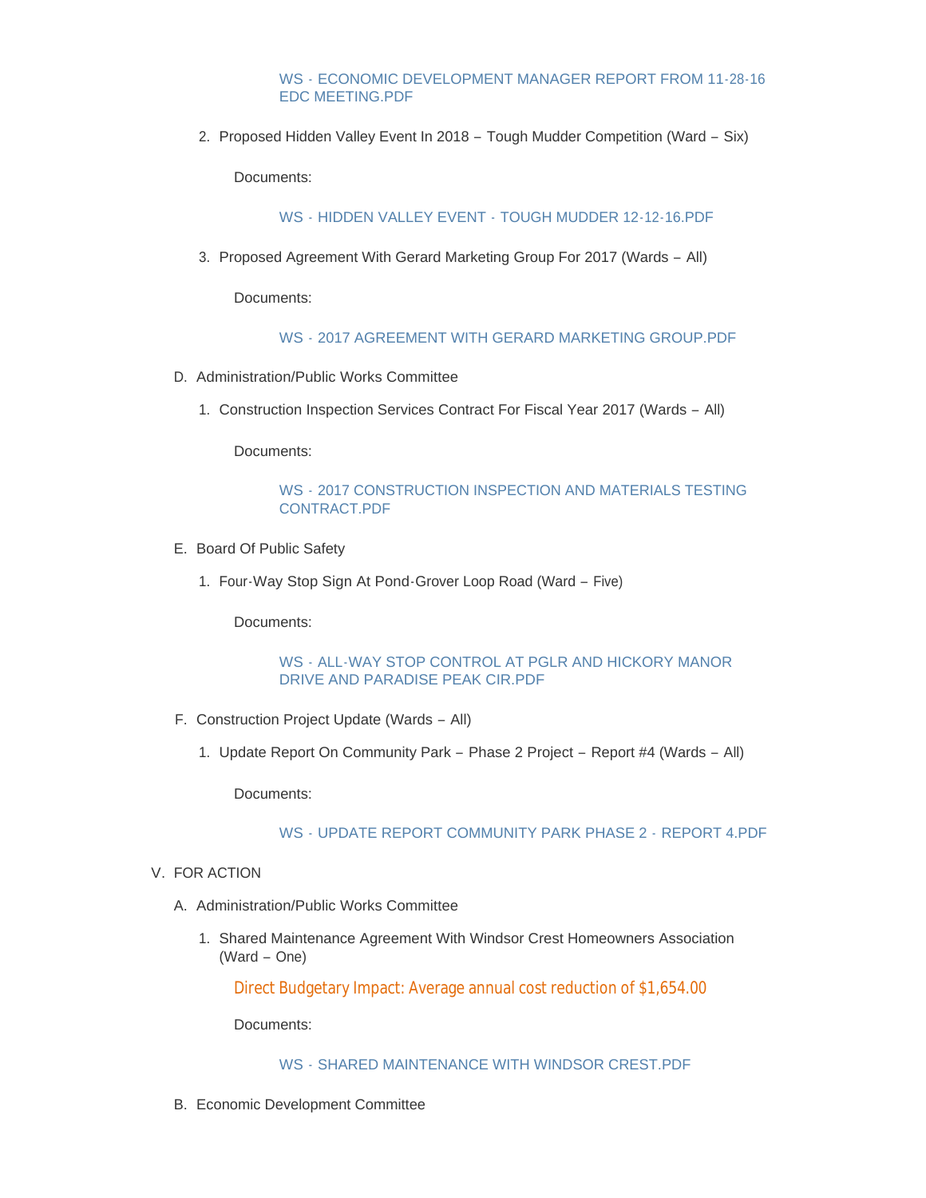WS - ECONOMIC DEVELOPMENT MANAGER REPORT FROM 11-28-16 EDC MEETING.PDF

2. Proposed Hidden Valley Event In 2018 – Tough Mudder Competition (Ward – Six)

   Documents:

   WS - HIDDEN VALLEY EVENT - TOUGH MUDDER 12-12-16.PDF

3. Proposed Agreement With Gerard Marketing Group For 2017 (Wards – All)

   Documents:

   WS - 2017 AGREEMENT WITH GERARD MARKETING GROUP.PDF

D. Administration/Public Works Committee

1. Construction Inspection Services Contract For Fiscal Year 2017 (Wards – All)

   Documents:

   WS - 2017 CONSTRUCTION INSPECTION AND MATERIALS TESTING CONTRACT.PDF

E. Board Of Public Safety

1. Four-Way Stop Sign At Pond-Grover Loop Road (Ward – Five)

   Documents:

   WS - ALL-WAY STOP CONTROL AT PGLR AND HICKORY MANOR DRIVE AND PARADISE PEAK CIR.PDF

F. Construction Project Update (Wards – All)

1. Update Report On Community Park – Phase 2 Project – Report #4 (Wards – All)

   Documents:

   WS - UPDATE REPORT COMMUNITY PARK PHASE 2 - REPORT 4.PDF

V. FOR ACTION

A. Administration/Public Works Committee

1. Shared Maintenance Agreement With Windsor Crest Homeowners Association (Ward – One)

   Direct Budgetary Impact: Average annual cost reduction of $1,654.00

   Documents:

   WS - SHARED MAINTENANCE WITH WINDSOR CREST.PDF

B. Economic Development Committee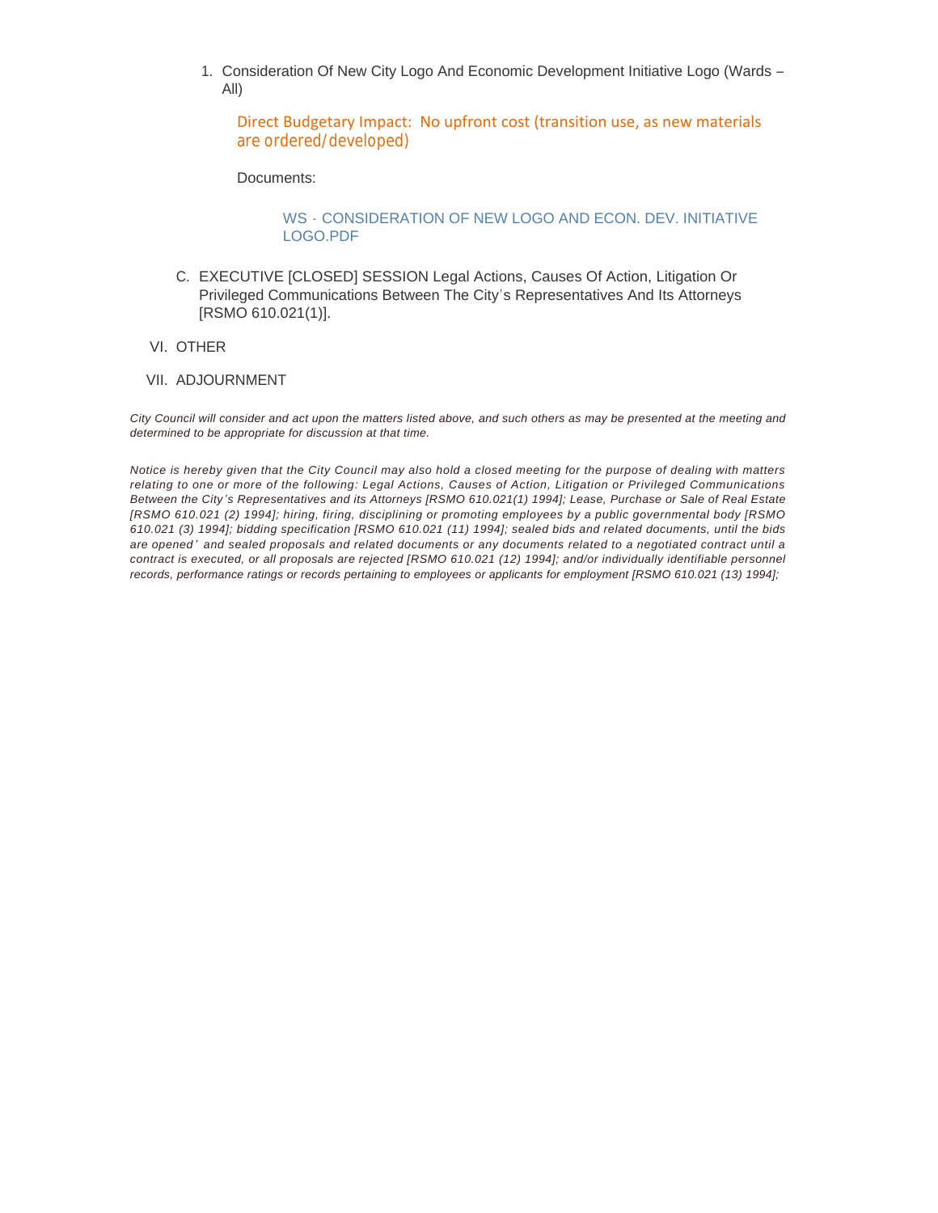1. Consideration Of New City Logo And Economic Development Initiative Logo (Wards – All)

   Direct Budgetary Impact: No upfront cost (transition use, as new materials are ordered/developed)

   Documents:

      WS - CONSIDERATION OF NEW LOGO AND ECON. DEV. INITIATIVE LOGO.PDF

C. EXECUTIVE [CLOSED] SESSION Legal Actions, Causes Of Action, Litigation Or Privileged Communications Between The City's Representatives And Its Attorneys [RSMO 610.021(1)].

VI. OTHER

VII. ADJOURNMENT

*City Council will consider and act upon the matters listed above, and such others as may be presented at the meeting and determined to be appropriate for discussion at that time.*

*Notice is hereby given that the City Council may also hold a closed meeting for the purpose of dealing with matters relating to one or more of the following: Legal Actions, Causes of Action, Litigation or Privileged Communications Between the City's Representatives and its Attorneys [RSMO 610.021(1) 1994]; Lease, Purchase or Sale of Real Estate [RSMO 610.021 (2) 1994]; hiring, firing, disciplining or promoting employees by a public governmental body [RSMO 610.021 (3) 1994]; bidding specification [RSMO 610.021 (11) 1994]; sealed bids and related documents, until the bids are opened' and sealed proposals and related documents or any documents related to a negotiated contract until a contract is executed, or all proposals are rejected [RSMO 610.021 (12) 1994]; and/or individually identifiable personnel records, performance ratings or records pertaining to employees or applicants for employment [RSMO 610.021 (13) 1994];*